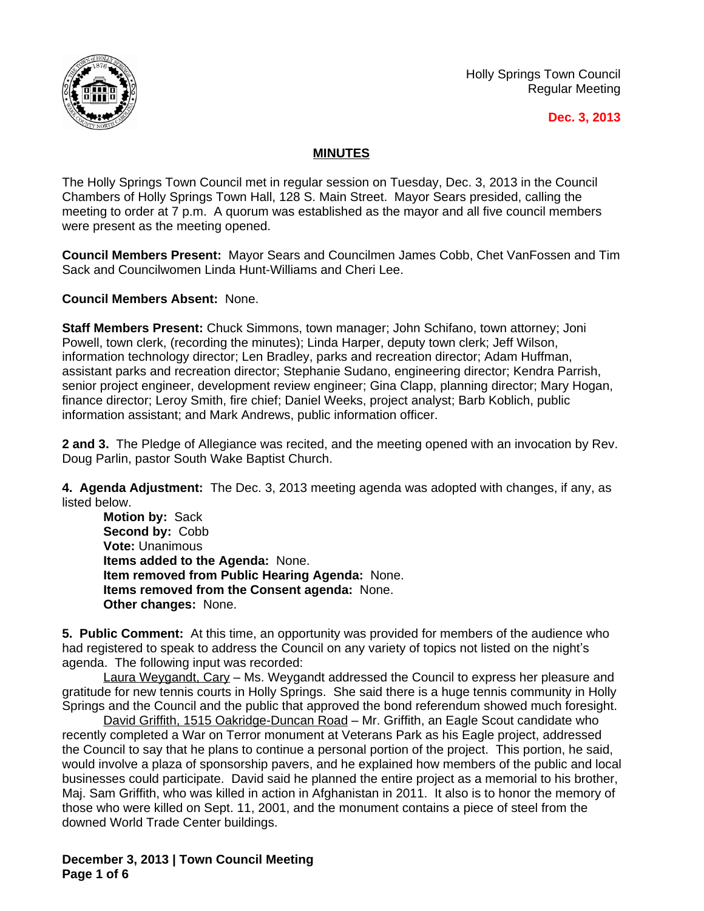Holly Springs Town Council
Regular Meeting

**Dec. 3, 2013**

## MINUTES

The Holly Springs Town Council met in regular session on Tuesday, Dec. 3, 2013 in the Council Chambers of Holly Springs Town Hall, 128 S. Main Street. Mayor Sears presided, calling the meeting to order at 7 p.m. A quorum was established as the mayor and all five council members were present as the meeting opened.

**Council Members Present:** Mayor Sears and Councilmen James Cobb, Chet VanFossen and Tim Sack and Councilwomen Linda Hunt-Williams and Cheri Lee.

**Council Members Absent:** None.

**Staff Members Present:** Chuck Simmons, town manager; John Schifano, town attorney; Joni Powell, town clerk, (recording the minutes); Linda Harper, deputy town clerk; Jeff Wilson, information technology director; Len Bradley, parks and recreation director; Adam Huffman, assistant parks and recreation director; Stephanie Sudano, engineering director; Kendra Parrish, senior project engineer, development review engineer; Gina Clapp, planning director; Mary Hogan, finance director; Leroy Smith, fire chief; Daniel Weeks, project analyst; Barb Koblich, public information assistant; and Mark Andrews, public information officer.

**2 and 3.** The Pledge of Allegiance was recited, and the meeting opened with an invocation by Rev. Doug Parlin, pastor South Wake Baptist Church.

**4. Agenda Adjustment:** The Dec. 3, 2013 meeting agenda was adopted with changes, if any, as listed below.

**Motion by:** Sack
**Second by:** Cobb
**Vote:** Unanimous
**Items added to the Agenda:** None.
**Item removed from Public Hearing Agenda:** None.
**Items removed from the Consent agenda:** None.
**Other changes:** None.

**5. Public Comment:** At this time, an opportunity was provided for members of the audience who had registered to speak to address the Council on any variety of topics not listed on the night's agenda. The following input was recorded:

Laura Weygandt, Cary – Ms. Weygandt addressed the Council to express her pleasure and gratitude for new tennis courts in Holly Springs. She said there is a huge tennis community in Holly Springs and the Council and the public that approved the bond referendum showed much foresight.

David Griffith, 1515 Oakridge-Duncan Road – Mr. Griffith, an Eagle Scout candidate who recently completed a War on Terror monument at Veterans Park as his Eagle project, addressed the Council to say that he plans to continue a personal portion of the project. This portion, he said, would involve a plaza of sponsorship pavers, and he explained how members of the public and local businesses could participate. David said he planned the entire project as a memorial to his brother, Maj. Sam Griffith, who was killed in action in Afghanistan in 2011. It also is to honor the memory of those who were killed on Sept. 11, 2001, and the monument contains a piece of steel from the downed World Trade Center buildings.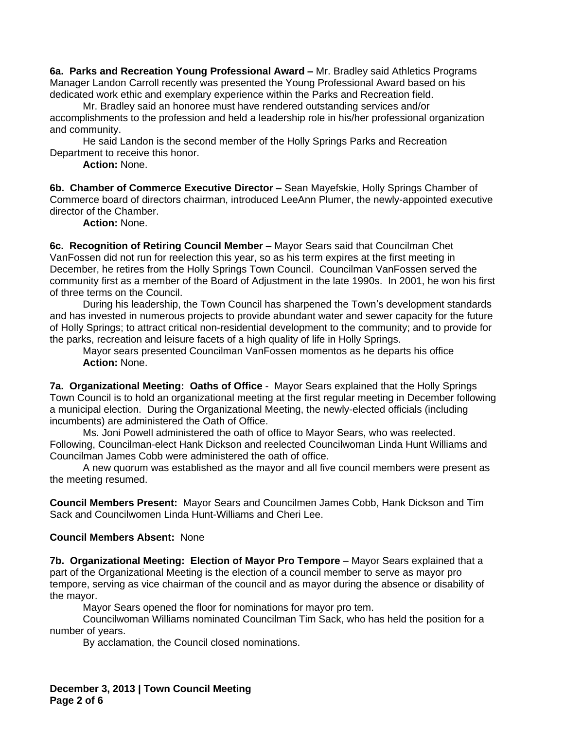**6a. Parks and Recreation Young Professional Award –** Mr. Bradley said Athletics Programs Manager Landon Carroll recently was presented the Young Professional Award based on his dedicated work ethic and exemplary experience within the Parks and Recreation field.

Mr. Bradley said an honoree must have rendered outstanding services and/or accomplishments to the profession and held a leadership role in his/her professional organization and community.

He said Landon is the second member of the Holly Springs Parks and Recreation Department to receive this honor.

**Action:** None.

**6b. Chamber of Commerce Executive Director –** Sean Mayefskie, Holly Springs Chamber of Commerce board of directors chairman, introduced LeeAnn Plumer, the newly-appointed executive director of the Chamber.

**Action:** None.

**6c. Recognition of Retiring Council Member –** Mayor Sears said that Councilman Chet VanFossen did not run for reelection this year, so as his term expires at the first meeting in December, he retires from the Holly Springs Town Council. Councilman VanFossen served the community first as a member of the Board of Adjustment in the late 1990s. In 2001, he won his first of three terms on the Council.

During his leadership, the Town Council has sharpened the Town's development standards and has invested in numerous projects to provide abundant water and sewer capacity for the future of Holly Springs; to attract critical non-residential development to the community; and to provide for the parks, recreation and leisure facets of a high quality of life in Holly Springs.

Mayor sears presented Councilman VanFossen momentos as he departs his office

**Action:** None.

**7a. Organizational Meeting: Oaths of Office** - Mayor Sears explained that the Holly Springs Town Council is to hold an organizational meeting at the first regular meeting in December following a municipal election. During the Organizational Meeting, the newly-elected officials (including incumbents) are administered the Oath of Office.

Ms. Joni Powell administered the oath of office to Mayor Sears, who was reelected. Following, Councilman-elect Hank Dickson and reelected Councilwoman Linda Hunt Williams and Councilman James Cobb were administered the oath of office.

A new quorum was established as the mayor and all five council members were present as the meeting resumed.

**Council Members Present:** Mayor Sears and Councilmen James Cobb, Hank Dickson and Tim Sack and Councilwomen Linda Hunt-Williams and Cheri Lee.

**Council Members Absent:** None

**7b. Organizational Meeting: Election of Mayor Pro Tempore** – Mayor Sears explained that a part of the Organizational Meeting is the election of a council member to serve as mayor pro tempore, serving as vice chairman of the council and as mayor during the absence or disability of the mayor.

Mayor Sears opened the floor for nominations for mayor pro tem.

Councilwoman Williams nominated Councilman Tim Sack, who has held the position for a number of years.

By acclamation, the Council closed nominations.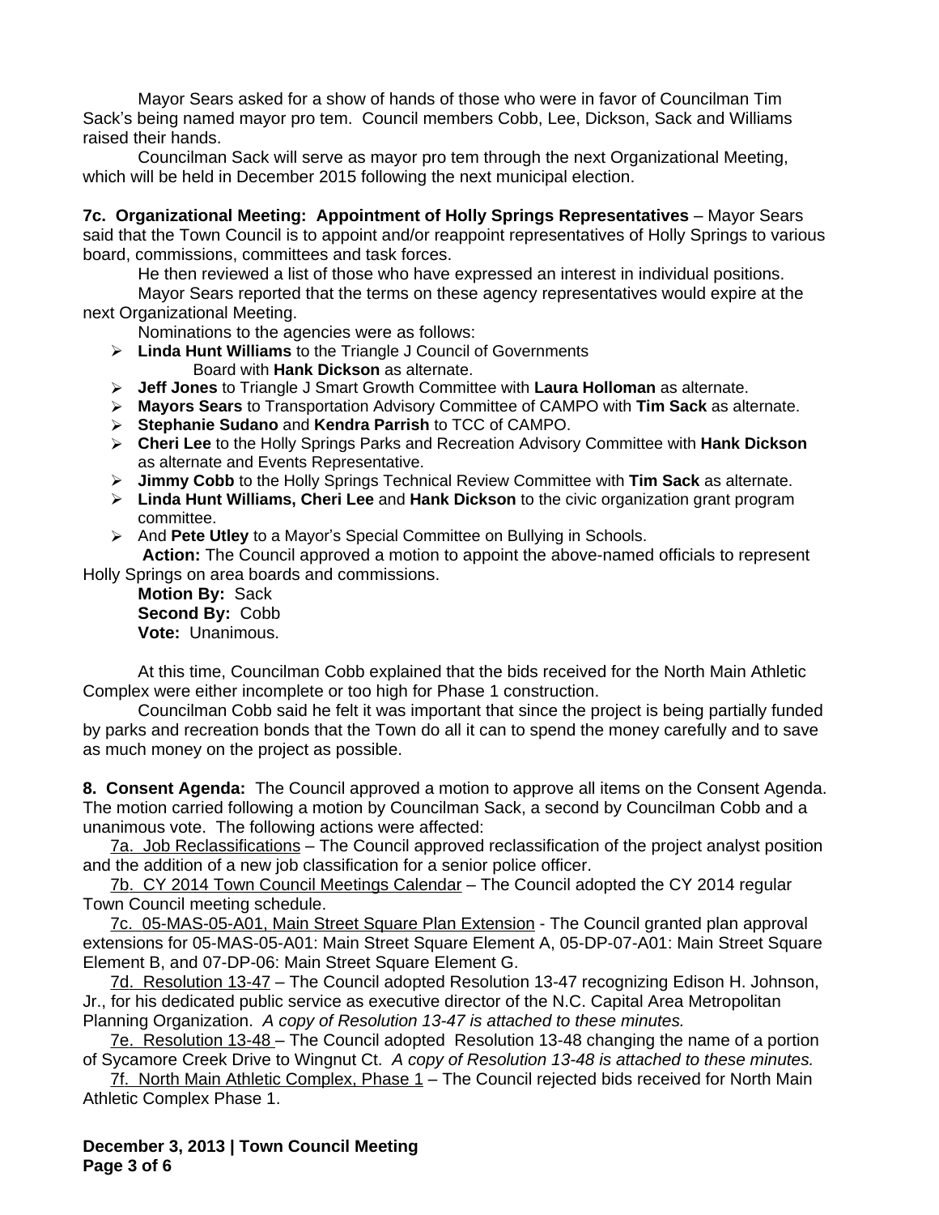Mayor Sears asked for a show of hands of those who were in favor of Councilman Tim Sack's being named mayor pro tem. Council members Cobb, Lee, Dickson, Sack and Williams raised their hands.

Councilman Sack will serve as mayor pro tem through the next Organizational Meeting, which will be held in December 2015 following the next municipal election.

**7c. Organizational Meeting: Appointment of Holly Springs Representatives** – Mayor Sears said that the Town Council is to appoint and/or reappoint representatives of Holly Springs to various board, commissions, committees and task forces.

He then reviewed a list of those who have expressed an interest in individual positions.

Mayor Sears reported that the terms on these agency representatives would expire at the next Organizational Meeting.

Nominations to the agencies were as follows:

- **Linda Hunt Williams** to the Triangle J Council of Governments Board with **Hank Dickson** as alternate.
- **Jeff Jones** to Triangle J Smart Growth Committee with **Laura Holloman** as alternate.
- **Mayors Sears** to Transportation Advisory Committee of CAMPO with **Tim Sack** as alternate.
- **Stephanie Sudano** and **Kendra Parrish** to TCC of CAMPO.
- **Cheri Lee** to the Holly Springs Parks and Recreation Advisory Committee with **Hank Dickson** as alternate and Events Representative.
- **Jimmy Cobb** to the Holly Springs Technical Review Committee with **Tim Sack** as alternate.
- **Linda Hunt Williams, Cheri Lee** and **Hank Dickson** to the civic organization grant program committee.
- And **Pete Utley** to a Mayor's Special Committee on Bullying in Schools.

**Action:** The Council approved a motion to appoint the above-named officials to represent Holly Springs on area boards and commissions.

**Motion By:** Sack
**Second By:** Cobb
**Vote:** Unanimous.

At this time, Councilman Cobb explained that the bids received for the North Main Athletic Complex were either incomplete or too high for Phase 1 construction.

Councilman Cobb said he felt it was important that since the project is being partially funded by parks and recreation bonds that the Town do all it can to spend the money carefully and to save as much money on the project as possible.

**8. Consent Agenda:** The Council approved a motion to approve all items on the Consent Agenda. The motion carried following a motion by Councilman Sack, a second by Councilman Cobb and a unanimous vote. The following actions were affected:

7a. Job Reclassifications – The Council approved reclassification of the project analyst position and the addition of a new job classification for a senior police officer.

7b. CY 2014 Town Council Meetings Calendar – The Council adopted the CY 2014 regular Town Council meeting schedule.

7c. 05-MAS-05-A01, Main Street Square Plan Extension - The Council granted plan approval extensions for 05-MAS-05-A01: Main Street Square Element A, 05-DP-07-A01: Main Street Square Element B, and 07-DP-06: Main Street Square Element G.

7d. Resolution 13-47 – The Council adopted Resolution 13-47 recognizing Edison H. Johnson, Jr., for his dedicated public service as executive director of the N.C. Capital Area Metropolitan Planning Organization. *A copy of Resolution 13-47 is attached to these minutes.*

7e. Resolution 13-48 – The Council adopted Resolution 13-48 changing the name of a portion of Sycamore Creek Drive to Wingnut Ct. *A copy of Resolution 13-48 is attached to these minutes.*

7f. North Main Athletic Complex, Phase 1 – The Council rejected bids received for North Main Athletic Complex Phase 1.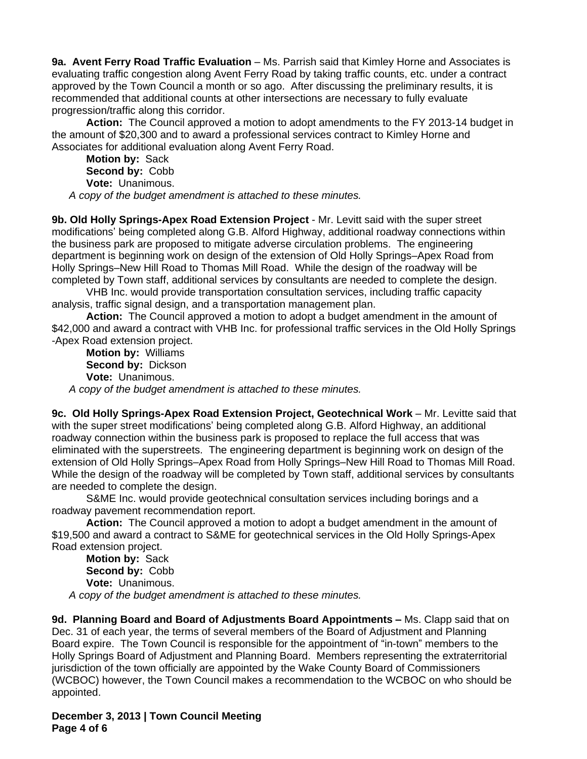**9a. Avent Ferry Road Traffic Evaluation** – Ms. Parrish said that Kimley Horne and Associates is evaluating traffic congestion along Avent Ferry Road by taking traffic counts, etc. under a contract approved by the Town Council a month or so ago. After discussing the preliminary results, it is recommended that additional counts at other intersections are necessary to fully evaluate progression/traffic along this corridor.

**Action:** The Council approved a motion to adopt amendments to the FY 2013-14 budget in the amount of $20,300 and to award a professional services contract to Kimley Horne and Associates for additional evaluation along Avent Ferry Road.

**Motion by:** Sack
**Second by:** Cobb
**Vote:** Unanimous.

*A copy of the budget amendment is attached to these minutes.*

**9b. Old Holly Springs-Apex Road Extension Project** - Mr. Levitt said with the super street modifications' being completed along G.B. Alford Highway, additional roadway connections within the business park are proposed to mitigate adverse circulation problems. The engineering department is beginning work on design of the extension of Old Holly Springs–Apex Road from Holly Springs–New Hill Road to Thomas Mill Road. While the design of the roadway will be completed by Town staff, additional services by consultants are needed to complete the design.

VHB Inc. would provide transportation consultation services, including traffic capacity analysis, traffic signal design, and a transportation management plan.

**Action:** The Council approved a motion to adopt a budget amendment in the amount of $42,000 and award a contract with VHB Inc. for professional traffic services in the Old Holly Springs -Apex Road extension project.

**Motion by:** Williams
**Second by:** Dickson
**Vote:** Unanimous.

*A copy of the budget amendment is attached to these minutes.*

**9c. Old Holly Springs-Apex Road Extension Project, Geotechnical Work** – Mr. Levitte said that with the super street modifications' being completed along G.B. Alford Highway, an additional roadway connection within the business park is proposed to replace the full access that was eliminated with the superstreets. The engineering department is beginning work on design of the extension of Old Holly Springs–Apex Road from Holly Springs–New Hill Road to Thomas Mill Road. While the design of the roadway will be completed by Town staff, additional services by consultants are needed to complete the design.

S&ME Inc. would provide geotechnical consultation services including borings and a roadway pavement recommendation report.

**Action:** The Council approved a motion to adopt a budget amendment in the amount of $19,500 and award a contract to S&ME for geotechnical services in the Old Holly Springs-Apex Road extension project.

**Motion by:** Sack
**Second by:** Cobb
**Vote:** Unanimous.

*A copy of the budget amendment is attached to these minutes.*

**9d. Planning Board and Board of Adjustments Board Appointments –** Ms. Clapp said that on Dec. 31 of each year, the terms of several members of the Board of Adjustment and Planning Board expire. The Town Council is responsible for the appointment of "in-town" members to the Holly Springs Board of Adjustment and Planning Board. Members representing the extraterritorial jurisdiction of the town officially are appointed by the Wake County Board of Commissioners (WCBOC) however, the Town Council makes a recommendation to the WCBOC on who should be appointed.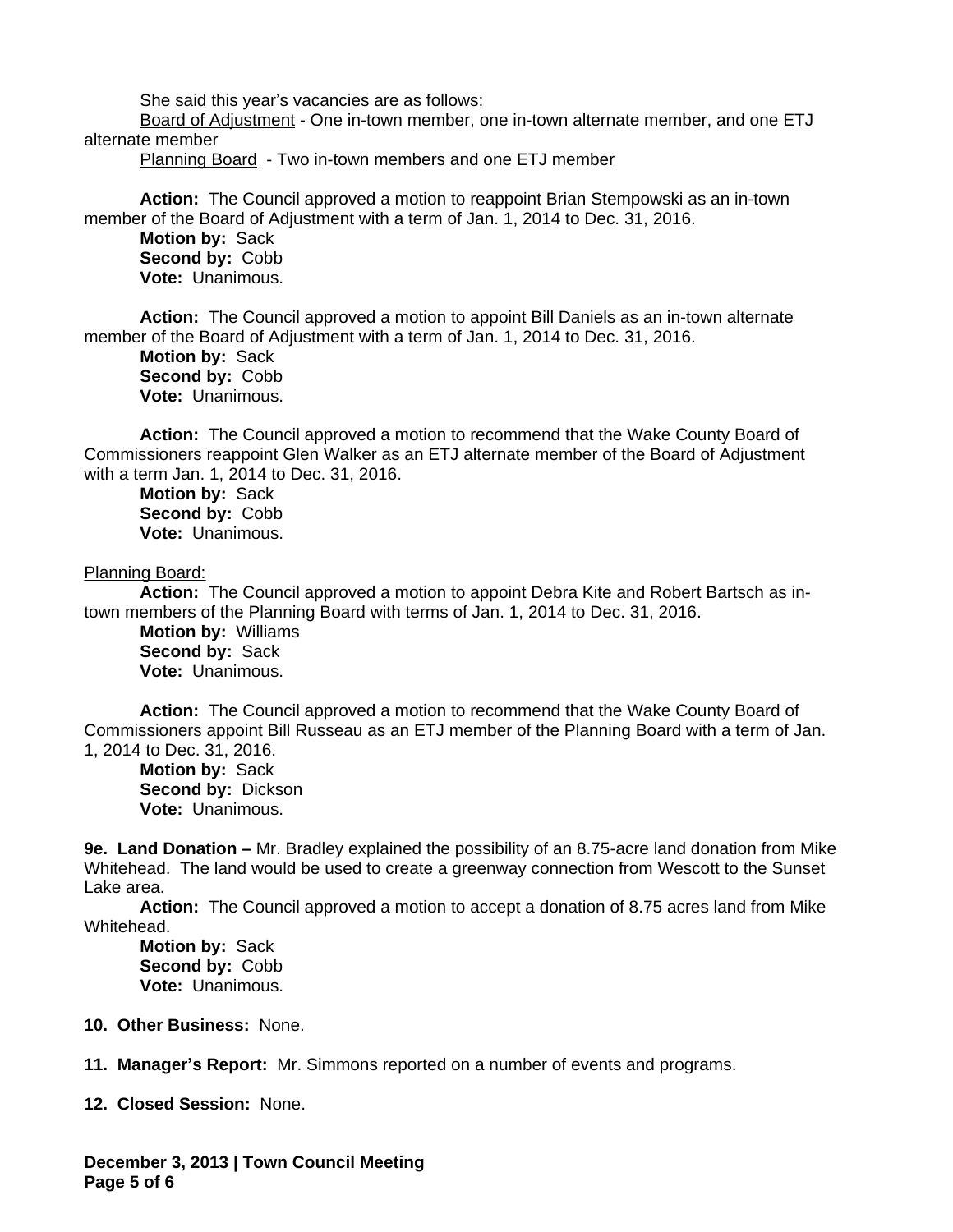She said this year's vacancies are as follows:

Board of Adjustment - One in-town member, one in-town alternate member, and one ETJ alternate member

Planning Board - Two in-town members and one ETJ member

**Action:** The Council approved a motion to reappoint Brian Stempowski as an in-town member of the Board of Adjustment with a term of Jan. 1, 2014 to Dec. 31, 2016.

**Motion by:** Sack
**Second by:** Cobb
**Vote:** Unanimous.

**Action:** The Council approved a motion to appoint Bill Daniels as an in-town alternate member of the Board of Adjustment with a term of Jan. 1, 2014 to Dec. 31, 2016.

**Motion by:** Sack
**Second by:** Cobb
**Vote:** Unanimous.

**Action:** The Council approved a motion to recommend that the Wake County Board of Commissioners reappoint Glen Walker as an ETJ alternate member of the Board of Adjustment with a term Jan. 1, 2014 to Dec. 31, 2016.

**Motion by:** Sack
**Second by:** Cobb
**Vote:** Unanimous.

Planning Board:

**Action:** The Council approved a motion to appoint Debra Kite and Robert Bartsch as in-town members of the Planning Board with terms of Jan. 1, 2014 to Dec. 31, 2016.

**Motion by:** Williams
**Second by:** Sack
**Vote:** Unanimous.

**Action:** The Council approved a motion to recommend that the Wake County Board of Commissioners appoint Bill Russeau as an ETJ member of the Planning Board with a term of Jan. 1, 2014 to Dec. 31, 2016.

**Motion by:** Sack
**Second by:** Dickson
**Vote:** Unanimous.

**9e. Land Donation –** Mr. Bradley explained the possibility of an 8.75-acre land donation from Mike Whitehead. The land would be used to create a greenway connection from Wescott to the Sunset Lake area.

**Action:** The Council approved a motion to accept a donation of 8.75 acres land from Mike Whitehead.

**Motion by:** Sack
**Second by:** Cobb
**Vote:** Unanimous.

**10. Other Business:** None.

**11. Manager's Report:** Mr. Simmons reported on a number of events and programs.

**12. Closed Session:** None.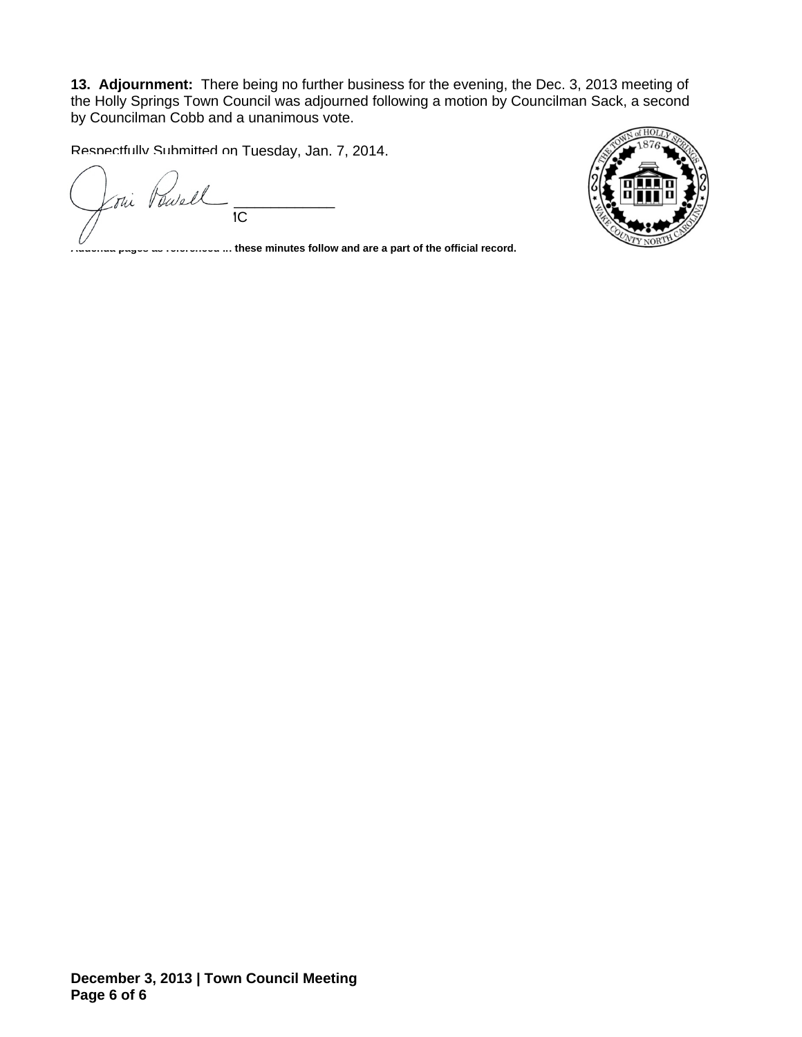**13. Adjournment:** There being no further business for the evening, the Dec. 3, 2013 meeting of the Holly Springs Town Council was adjourned following a motion by Councilman Sack, a second by Councilman Cobb and a unanimous vote.

Respectfully Submitted on Tuesday, Jan. 7, 2014.

\_\_\_\_\_\_\_\_\_\_\_\_ MC

**Addenda pages as referenced in these minutes follow and are a part of the official record.**